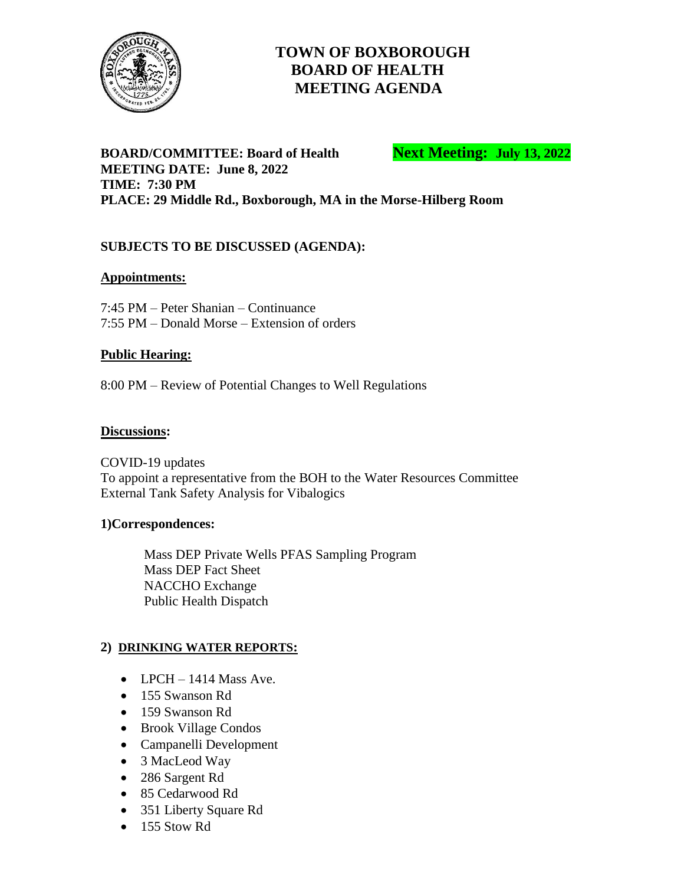# TOWN OF BOXBOROUGH
# BOARD OF HEALTH
# MEETING AGENDA

**BOARD/COMMITTEE: Board of Health** **Next Meeting: July 13, 2022**
**MEETING DATE: June 8, 2022**
**TIME: 7:30 PM**
**PLACE: 29 Middle Rd., Boxborough, MA in the Morse-Hilberg Room**

**SUBJECTS TO BE DISCUSSED (AGENDA):**

**Appointments:**

7:45 PM – Peter Shanian – Continuance
7:55 PM – Donald Morse – Extension of orders

**Public Hearing:**

8:00 PM – Review of Potential Changes to Well Regulations

**Discussions:**

COVID-19 updates
To appoint a representative from the BOH to the Water Resources Committee
External Tank Safety Analysis for Vibalogics

**1)Correspondences:**

Mass DEP Private Wells PFAS Sampling Program
Mass DEP Fact Sheet
NACCHO Exchange
Public Health Dispatch

**2) DRINKING WATER REPORTS:**

- LPCH – 1414 Mass Ave.
- 155 Swanson Rd
- 159 Swanson Rd
- Brook Village Condos
- Campanelli Development
- 3 MacLeod Way
- 286 Sargent Rd
- 85 Cedarwood Rd
- 351 Liberty Square Rd
- 155 Stow Rd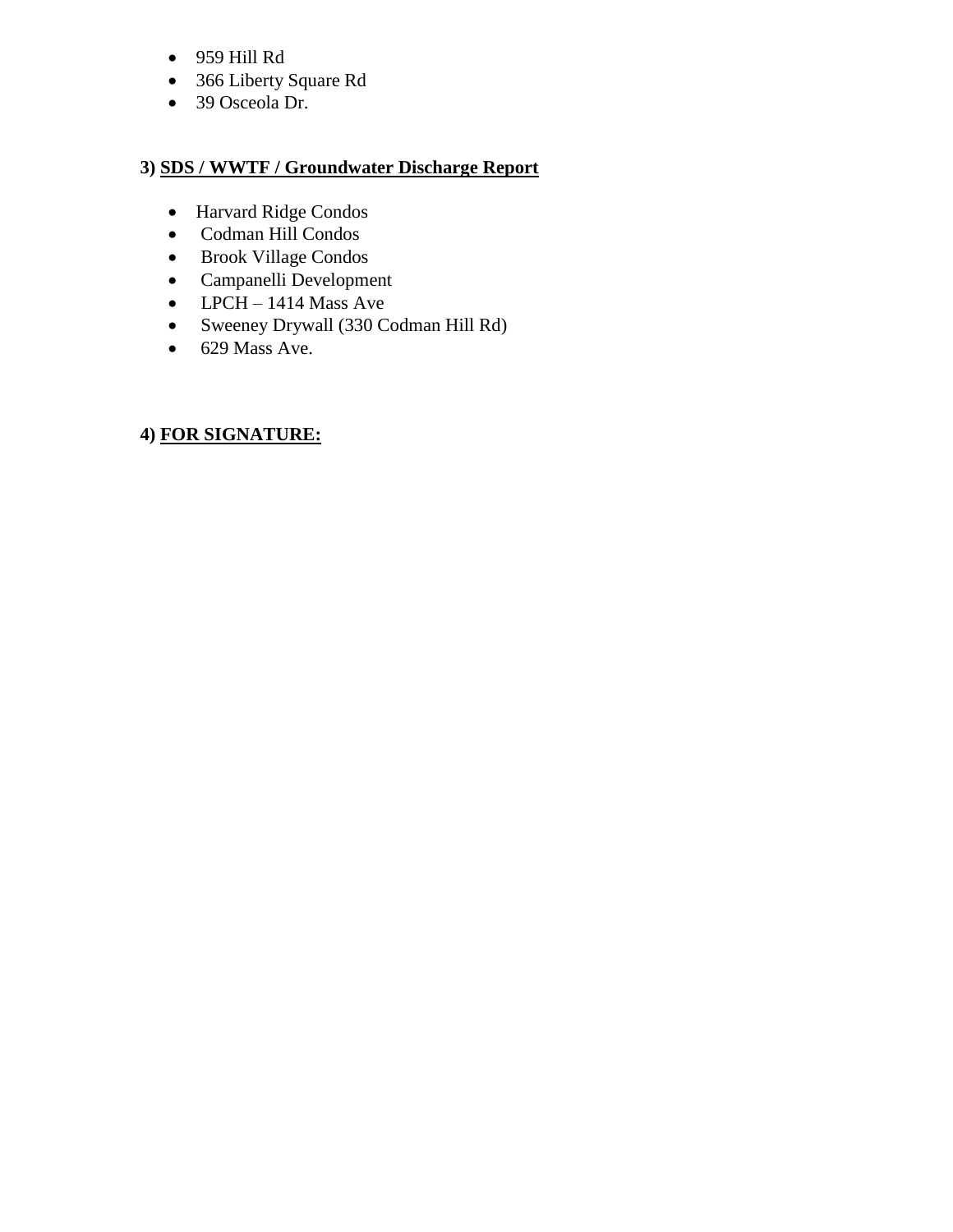- 959 Hill Rd
- 366 Liberty Square Rd
- 39 Osceola Dr.

**3) <u>SDS / WWTF / Groundwater Discharge Report</u>**

- Harvard Ridge Condos
- Codman Hill Condos
- Brook Village Condos
- Campanelli Development
- LPCH – 1414 Mass Ave
- Sweeney Drywall (330 Codman Hill Rd)
- 629 Mass Ave.

**4) <u>FOR SIGNATURE:</u>**